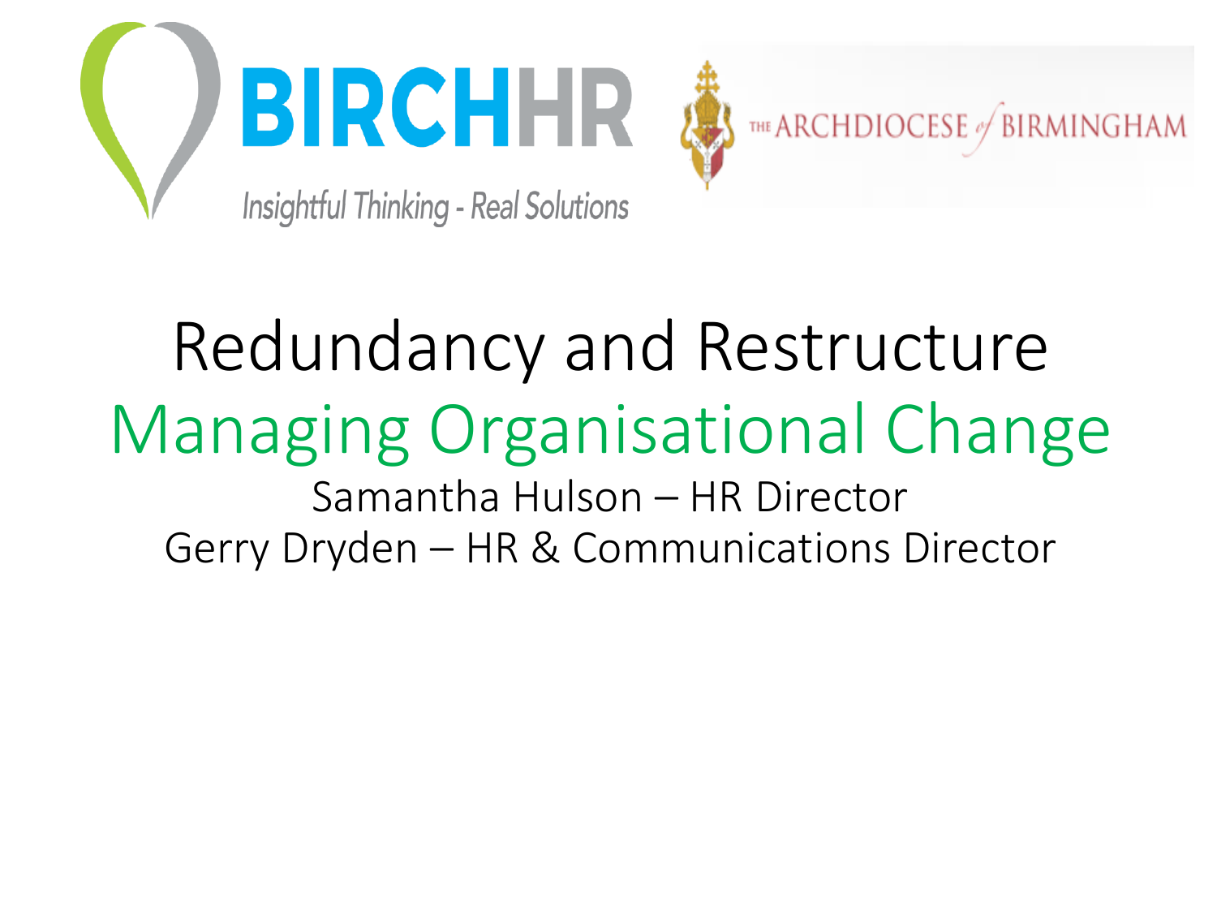BIRCHHR

Insightful Thinking - Real Solutions

THE ARCHDIOCESE of BIRMINGHAM

# Redundancy and Restructure

## Managing Organisational Change

Samantha Hulson – HR Director

Gerry Dryden – HR & Communications Director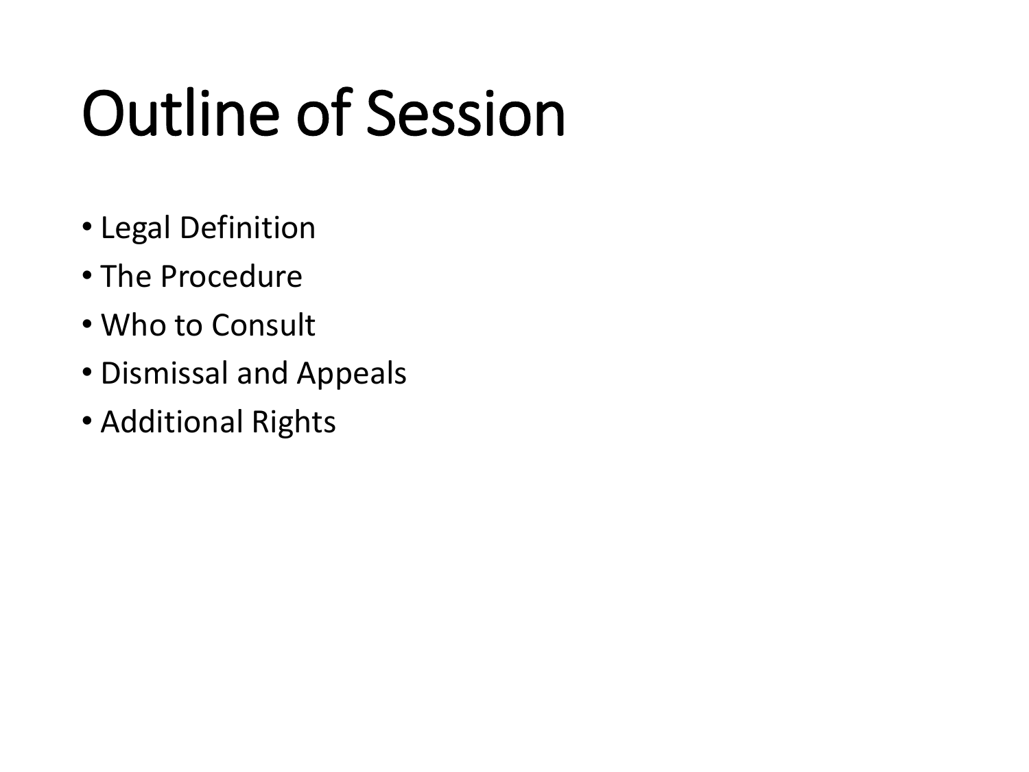# Outline of Session

- Legal Definition
- The Procedure
- Who to Consult
- Dismissal and Appeals
- Additional Rights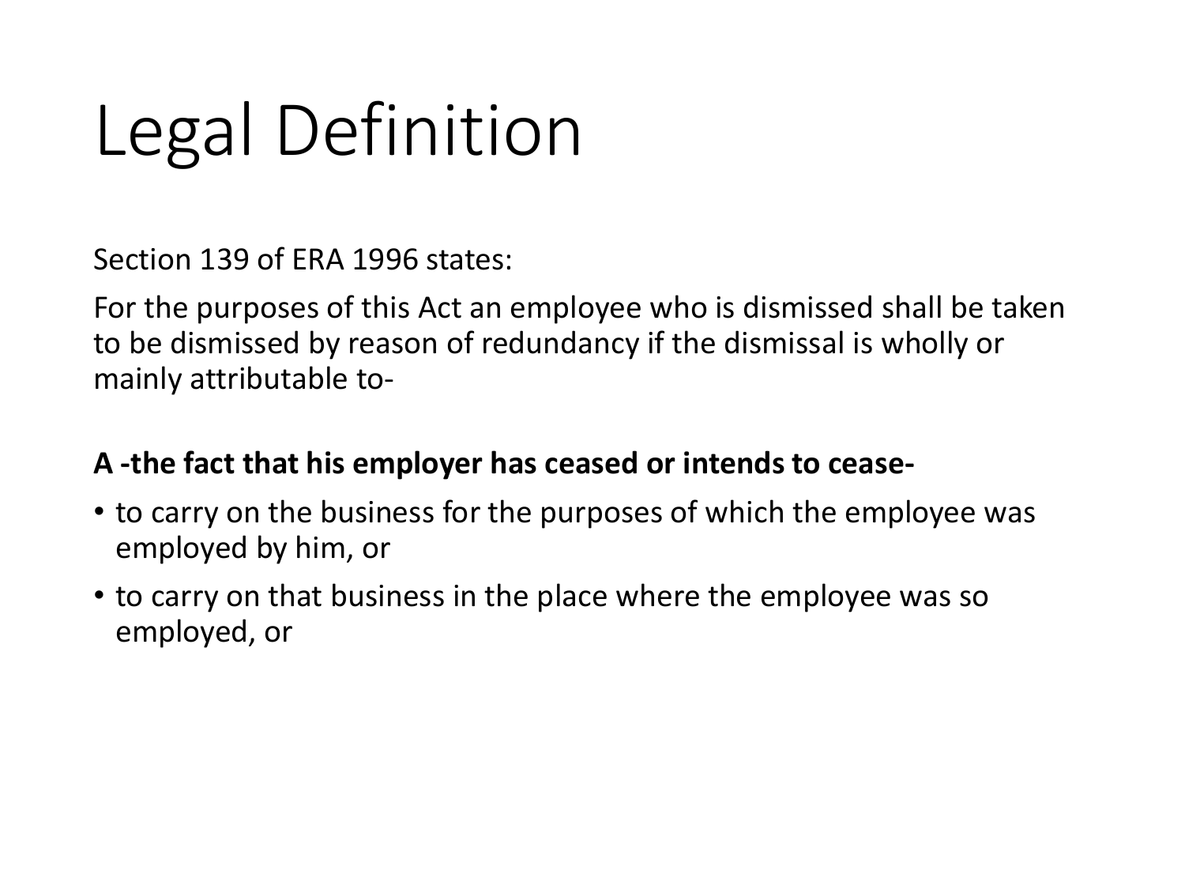# Legal Definition

Section 139 of ERA 1996 states:

For the purposes of this Act an employee who is dismissed shall be taken to be dismissed by reason of redundancy if the dismissal is wholly or mainly attributable to-

**A -the fact that his employer has ceased or intends to cease-**

- to carry on the business for the purposes of which the employee was employed by him, or
- to carry on that business in the place where the employee was so employed, or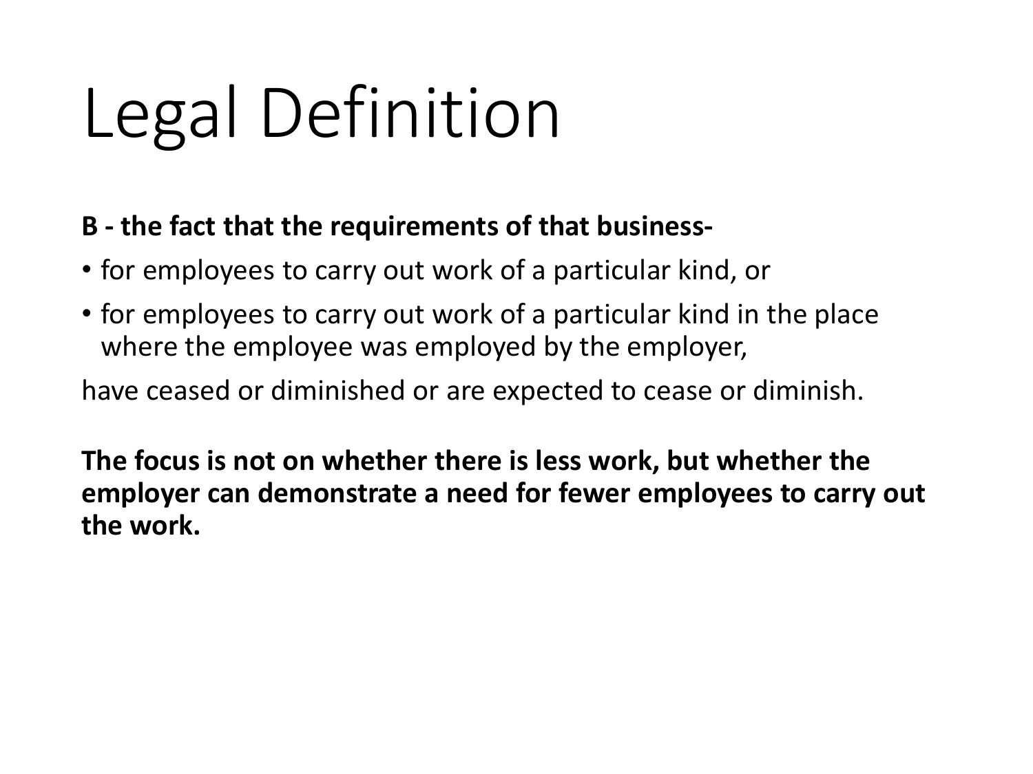# Legal Definition

**B - the fact that the requirements of that business-**

- for employees to carry out work of a particular kind, or
- for employees to carry out work of a particular kind in the place where the employee was employed by the employer,

have ceased or diminished or are expected to cease or diminish.

**The focus is not on whether there is less work, but whether the employer can demonstrate a need for fewer employees to carry out the work.**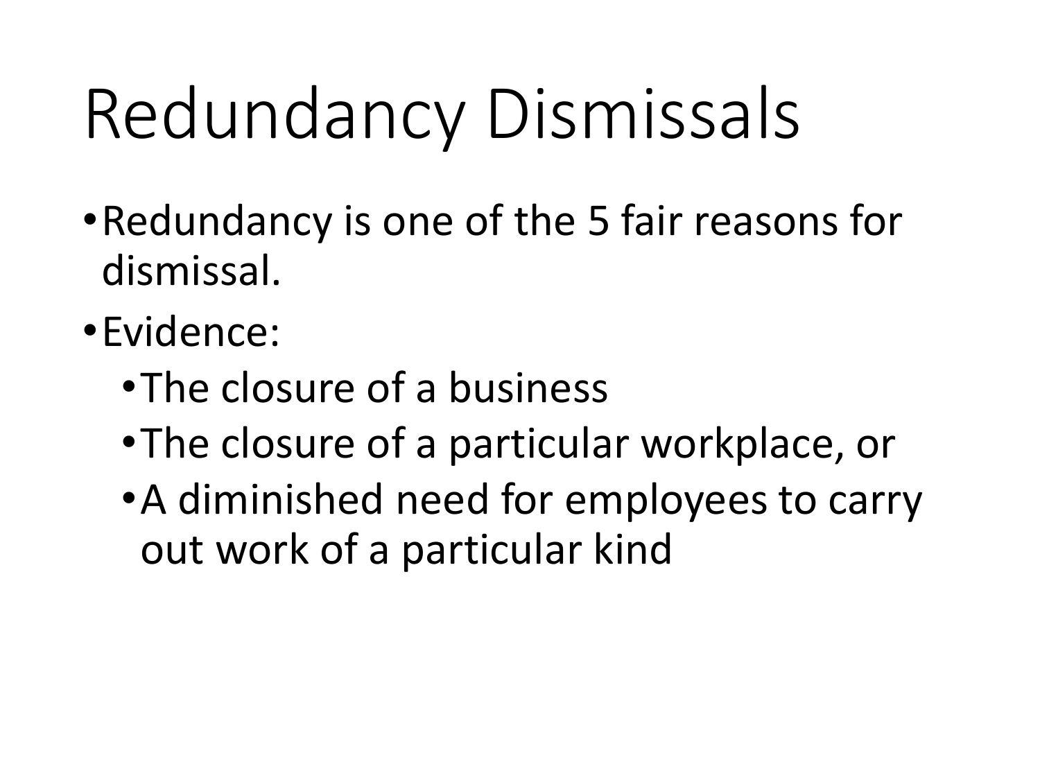# Redundancy Dismissals

- Redundancy is one of the 5 fair reasons for dismissal.
- Evidence:
  - The closure of a business
  - The closure of a particular workplace, or
  - A diminished need for employees to carry out work of a particular kind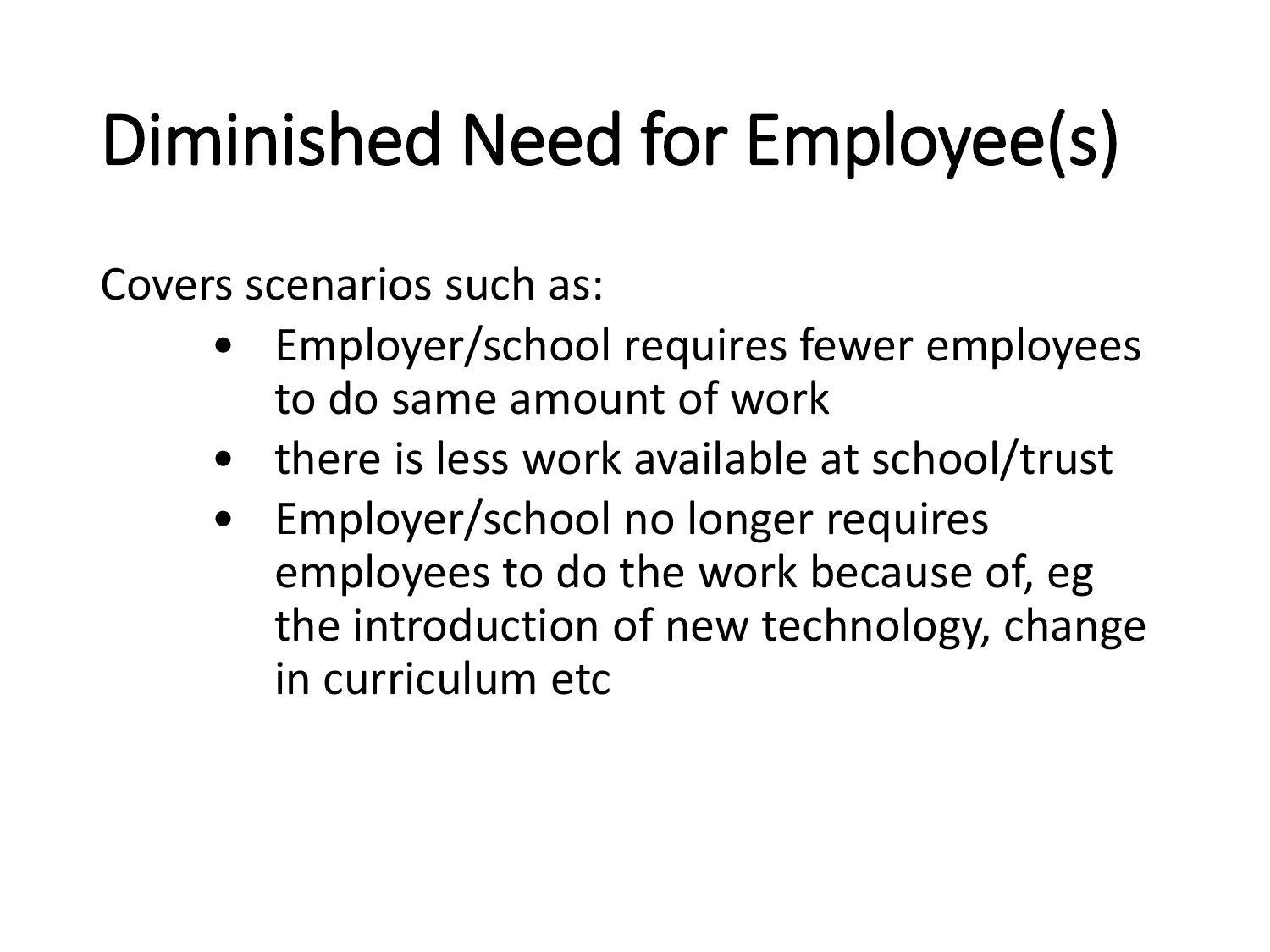# Diminished Need for Employee(s)

Covers scenarios such as:

- Employer/school requires fewer employees to do same amount of work
- there is less work available at school/trust
- Employer/school no longer requires employees to do the work because of, eg the introduction of new technology, change in curriculum etc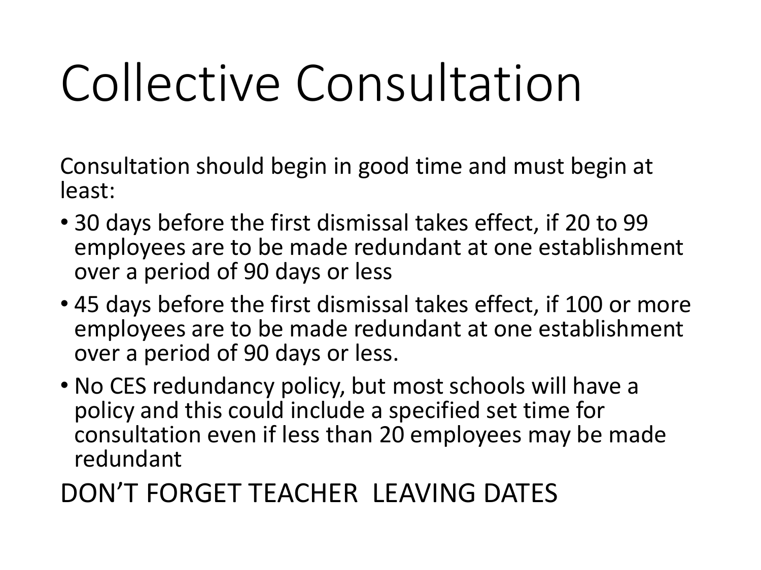# Collective Consultation

Consultation should begin in good time and must begin at least:

- 30 days before the first dismissal takes effect, if 20 to 99 employees are to be made redundant at one establishment over a period of 90 days or less
- 45 days before the first dismissal takes effect, if 100 or more employees are to be made redundant at one establishment over a period of 90 days or less.
- No CES redundancy policy, but most schools will have a policy and this could include a specified set time for consultation even if less than 20 employees may be made redundant

DON'T FORGET TEACHER LEAVING DATES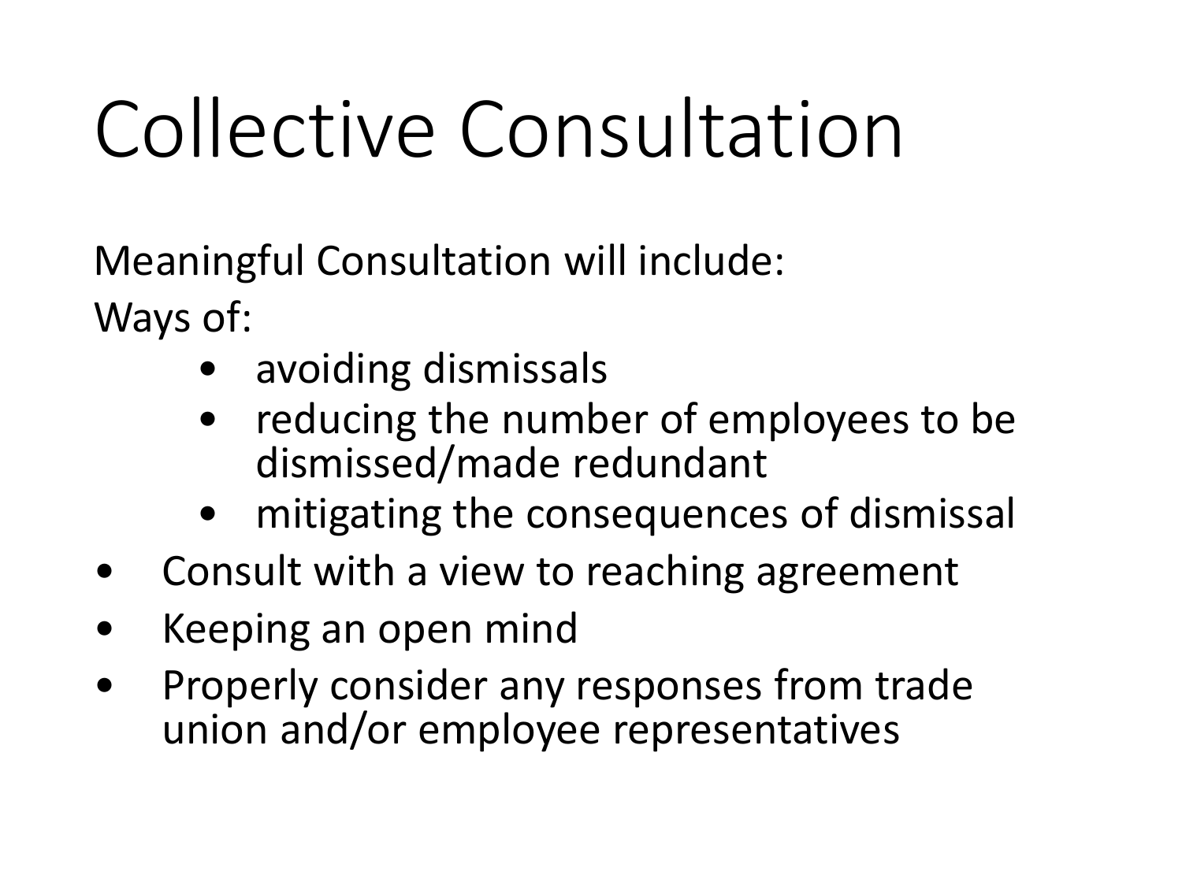# Collective Consultation

Meaningful Consultation will include:

Ways of:

- avoiding dismissals
- reducing the number of employees to be dismissed/made redundant
- mitigating the consequences of dismissal

- Consult with a view to reaching agreement
- Keeping an open mind
- Properly consider any responses from trade union and/or employee representatives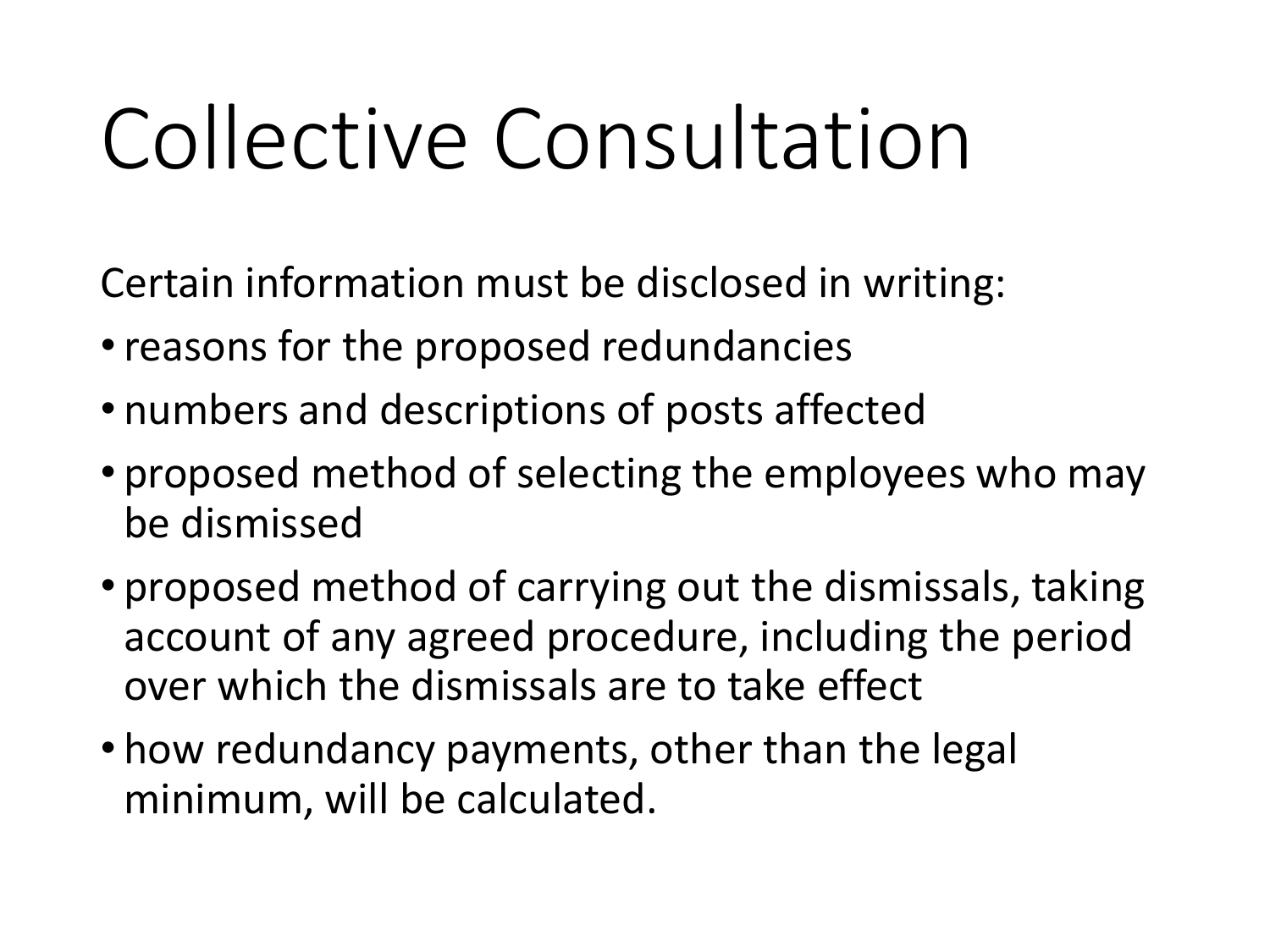# Collective Consultation

Certain information must be disclosed in writing:

- reasons for the proposed redundancies
- numbers and descriptions of posts affected
- proposed method of selecting the employees who may be dismissed
- proposed method of carrying out the dismissals, taking account of any agreed procedure, including the period over which the dismissals are to take effect
- how redundancy payments, other than the legal minimum, will be calculated.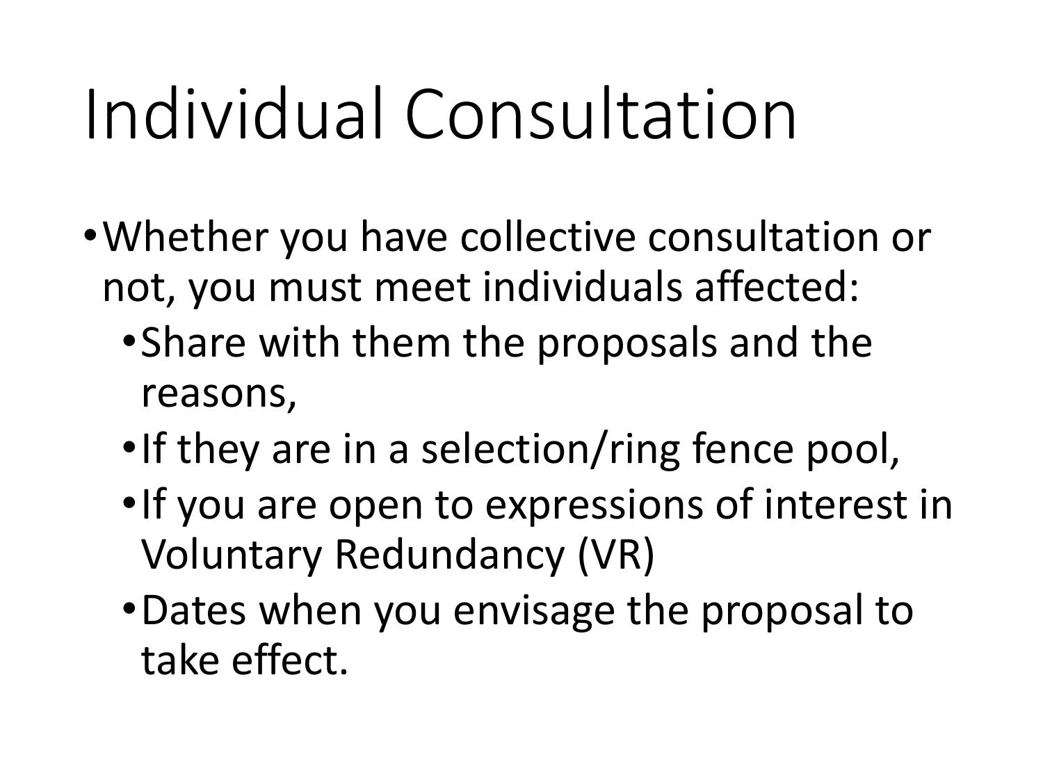# Individual Consultation

- Whether you have collective consultation or not, you must meet individuals affected:
  - Share with them the proposals and the reasons,
  - If they are in a selection/ring fence pool,
  - If you are open to expressions of interest in Voluntary Redundancy (VR)
  - Dates when you envisage the proposal to take effect.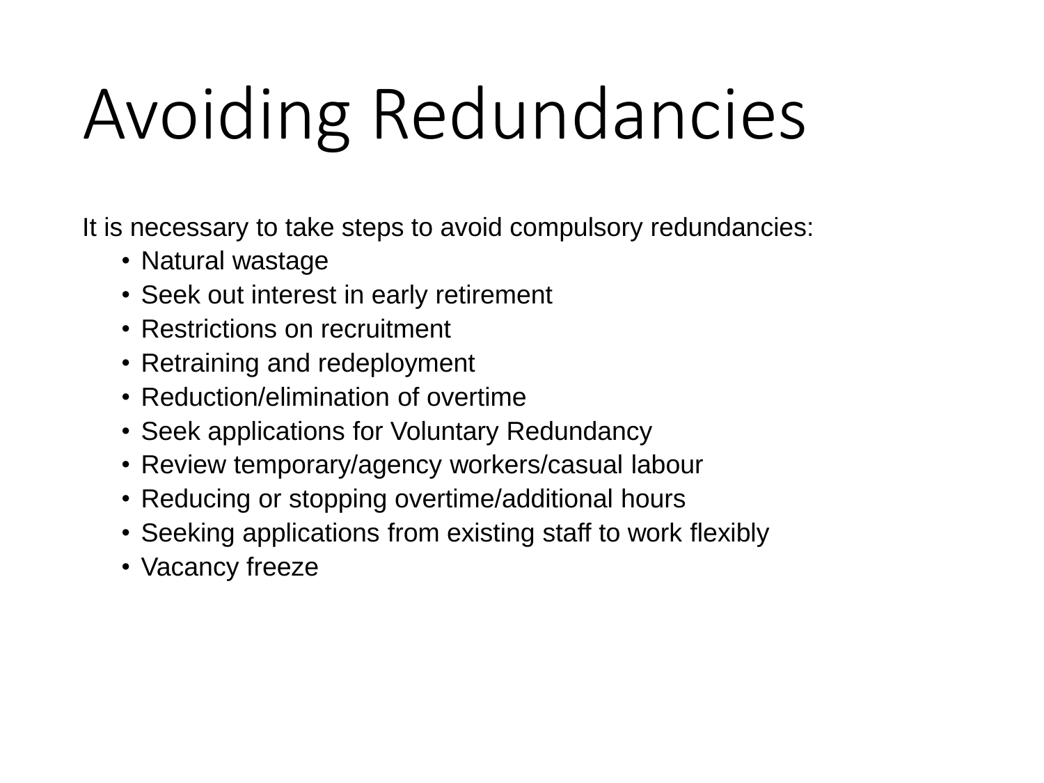# Avoiding Redundancies

It is necessary to take steps to avoid compulsory redundancies:

- Natural wastage
- Seek out interest in early retirement
- Restrictions on recruitment
- Retraining and redeployment
- Reduction/elimination of overtime
- Seek applications for Voluntary Redundancy
- Review temporary/agency workers/casual labour
- Reducing or stopping overtime/additional hours
- Seeking applications from existing staff to work flexibly
- Vacancy freeze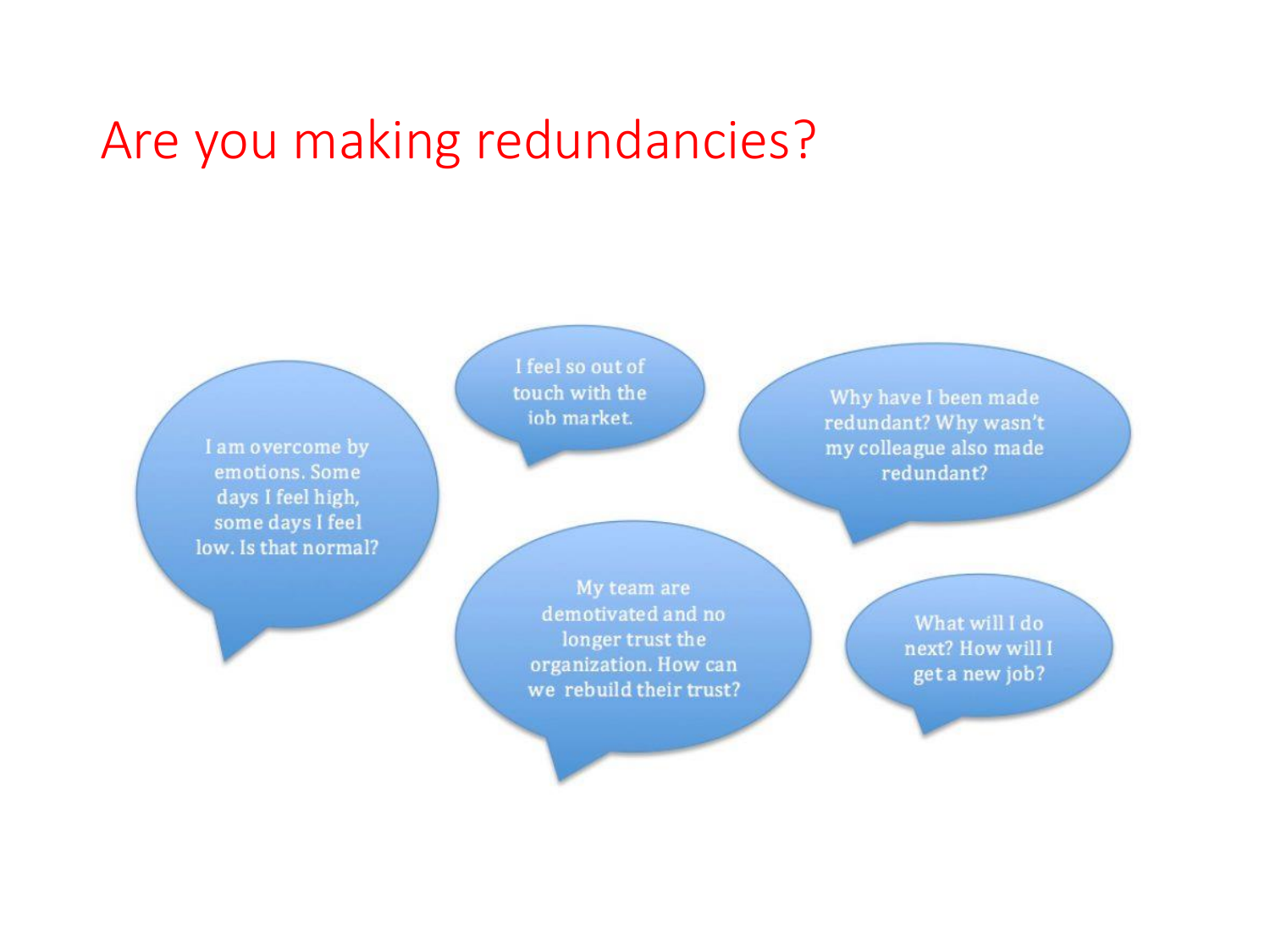# Are you making redundancies?

I am overcome by emotions. Some days I feel high, some days I feel low. Is that normal?

I feel so out of touch with the job market.

Why have I been made redundant? Why wasn't my colleague also made redundant?

My team are demotivated and no longer trust the organization. How can we rebuild their trust?

What will I do next? How will I get a new job?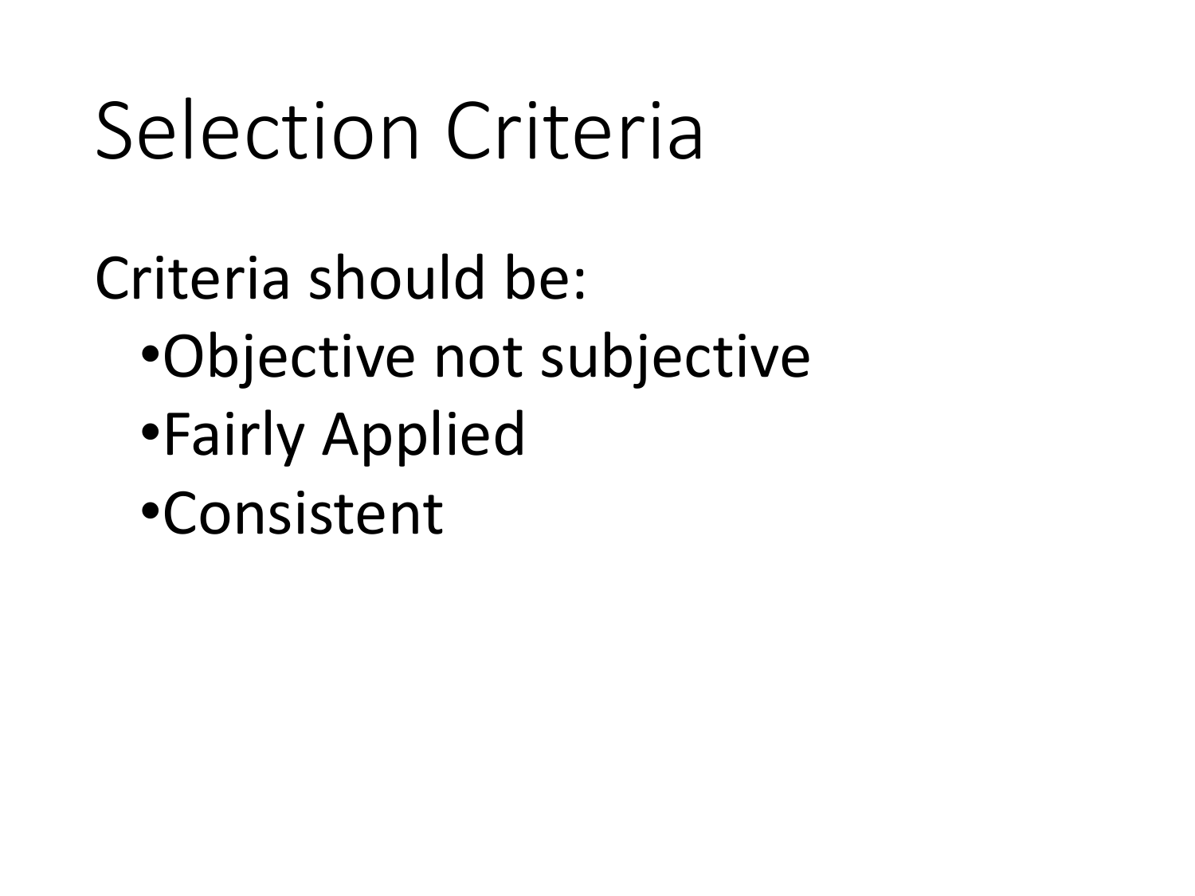# Selection Criteria

Criteria should be:

- Objective not subjective
- Fairly Applied
- Consistent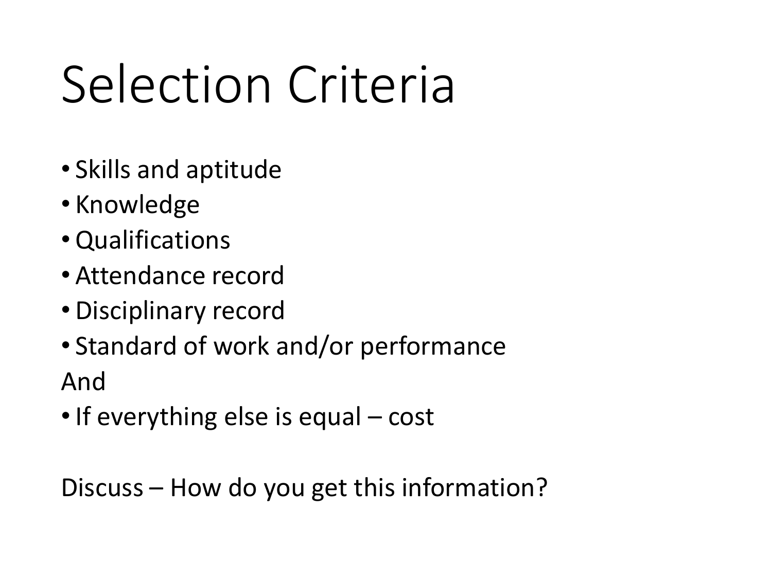# Selection Criteria

- Skills and aptitude
- Knowledge
- Qualifications
- Attendance record
- Disciplinary record
- Standard of work and/or performance

And

- If everything else is equal – cost

Discuss – How do you get this information?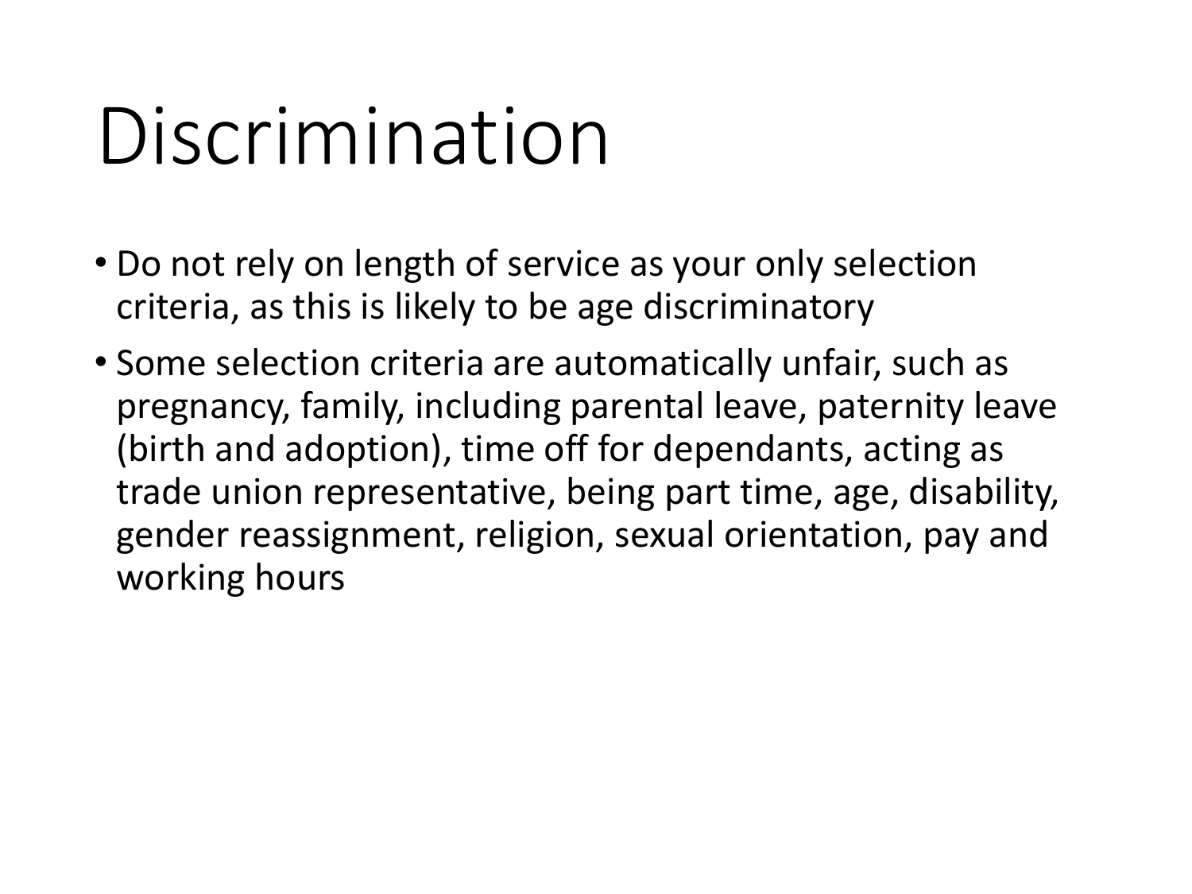# Discrimination

- Do not rely on length of service as your only selection criteria, as this is likely to be age discriminatory
- Some selection criteria are automatically unfair, such as pregnancy, family, including parental leave, paternity leave (birth and adoption), time off for dependants, acting as trade union representative, being part time, age, disability, gender reassignment, religion, sexual orientation, pay and working hours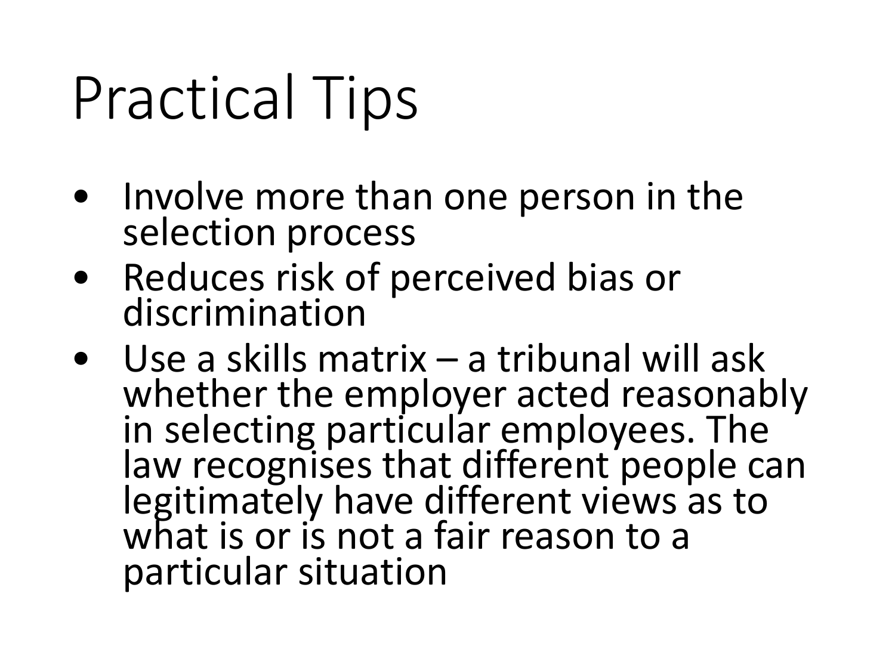# Practical Tips

- Involve more than one person in the selection process
- Reduces risk of perceived bias or discrimination
- Use a skills matrix – a tribunal will ask whether the employer acted reasonably in selecting particular employees. The law recognises that different people can legitimately have different views as to what is or is not a fair reason to a particular situation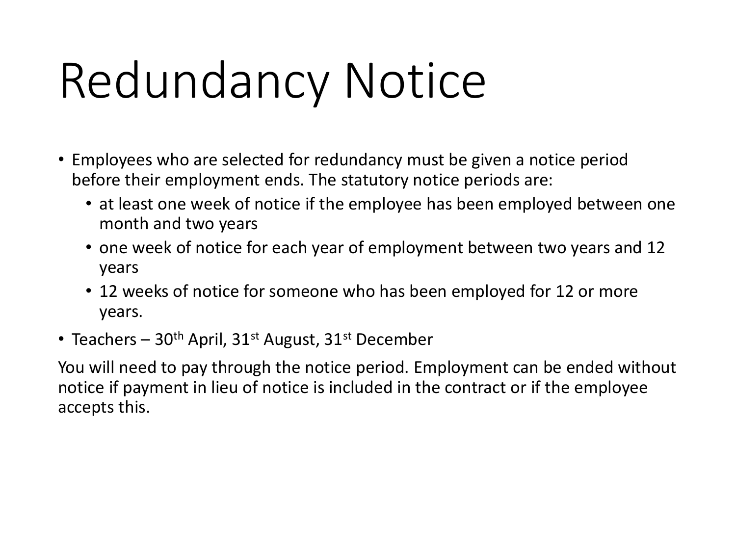# Redundancy Notice

- Employees who are selected for redundancy must be given a notice period before their employment ends. The statutory notice periods are:
  - at least one week of notice if the employee has been employed between one month and two years
  - one week of notice for each year of employment between two years and 12 years
  - 12 weeks of notice for someone who has been employed for 12 or more years.
- Teachers – 30th April, 31st August, 31st December

You will need to pay through the notice period. Employment can be ended without notice if payment in lieu of notice is included in the contract or if the employee accepts this.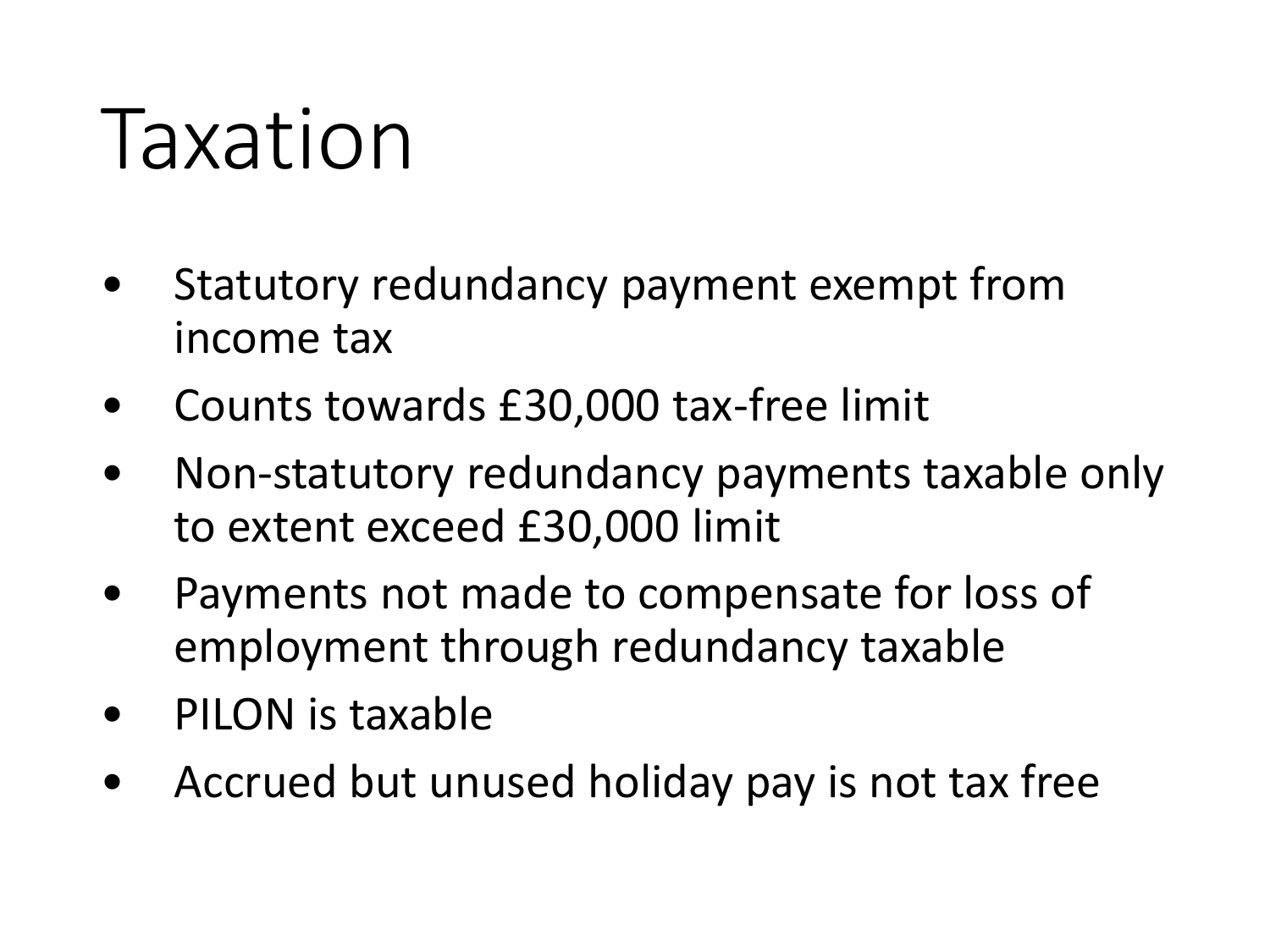# Taxation

- Statutory redundancy payment exempt from income tax
- Counts towards £30,000 tax-free limit
- Non-statutory redundancy payments taxable only to extent exceed £30,000 limit
- Payments not made to compensate for loss of employment through redundancy taxable
- PILON is taxable
- Accrued but unused holiday pay is not tax free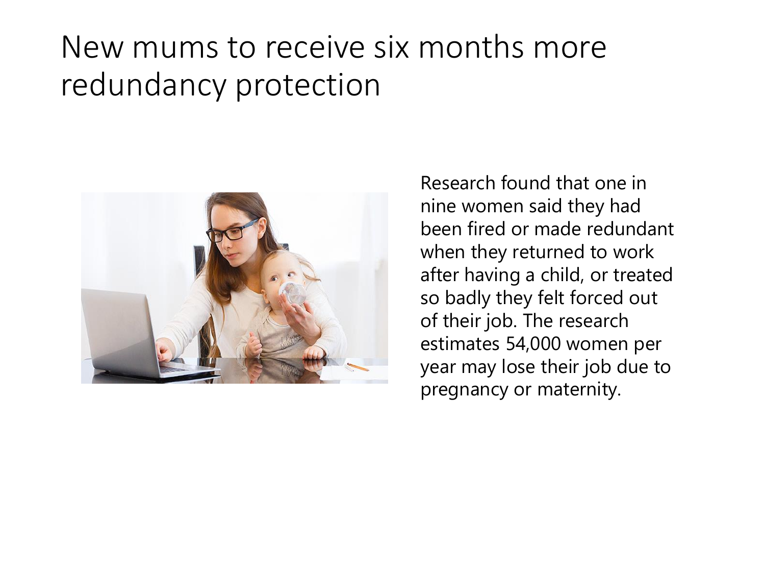# New mums to receive six months more redundancy protection

Research found that one in nine women said they had been fired or made redundant when they returned to work after having a child, or treated so badly they felt forced out of their job. The research estimates 54,000 women per year may lose their job due to pregnancy or maternity.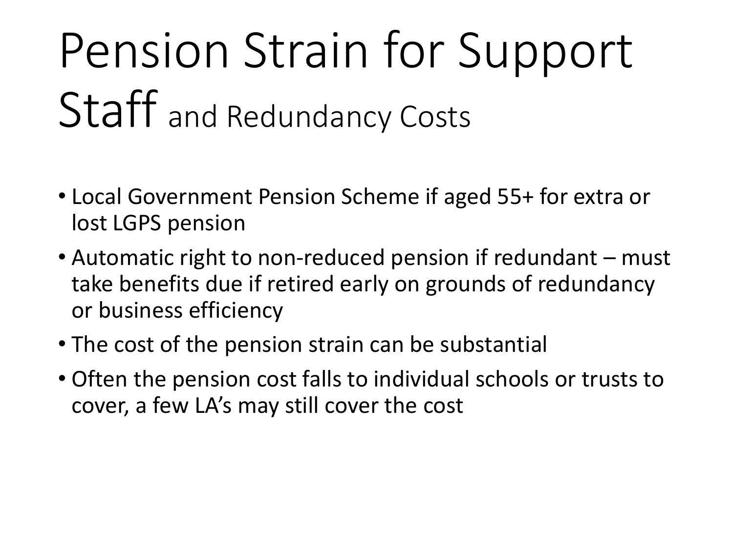# Pension Strain for Support Staff and Redundancy Costs

- Local Government Pension Scheme if aged 55+ for extra or lost LGPS pension
- Automatic right to non-reduced pension if redundant – must take benefits due if retired early on grounds of redundancy or business efficiency
- The cost of the pension strain can be substantial
- Often the pension cost falls to individual schools or trusts to cover, a few LA's may still cover the cost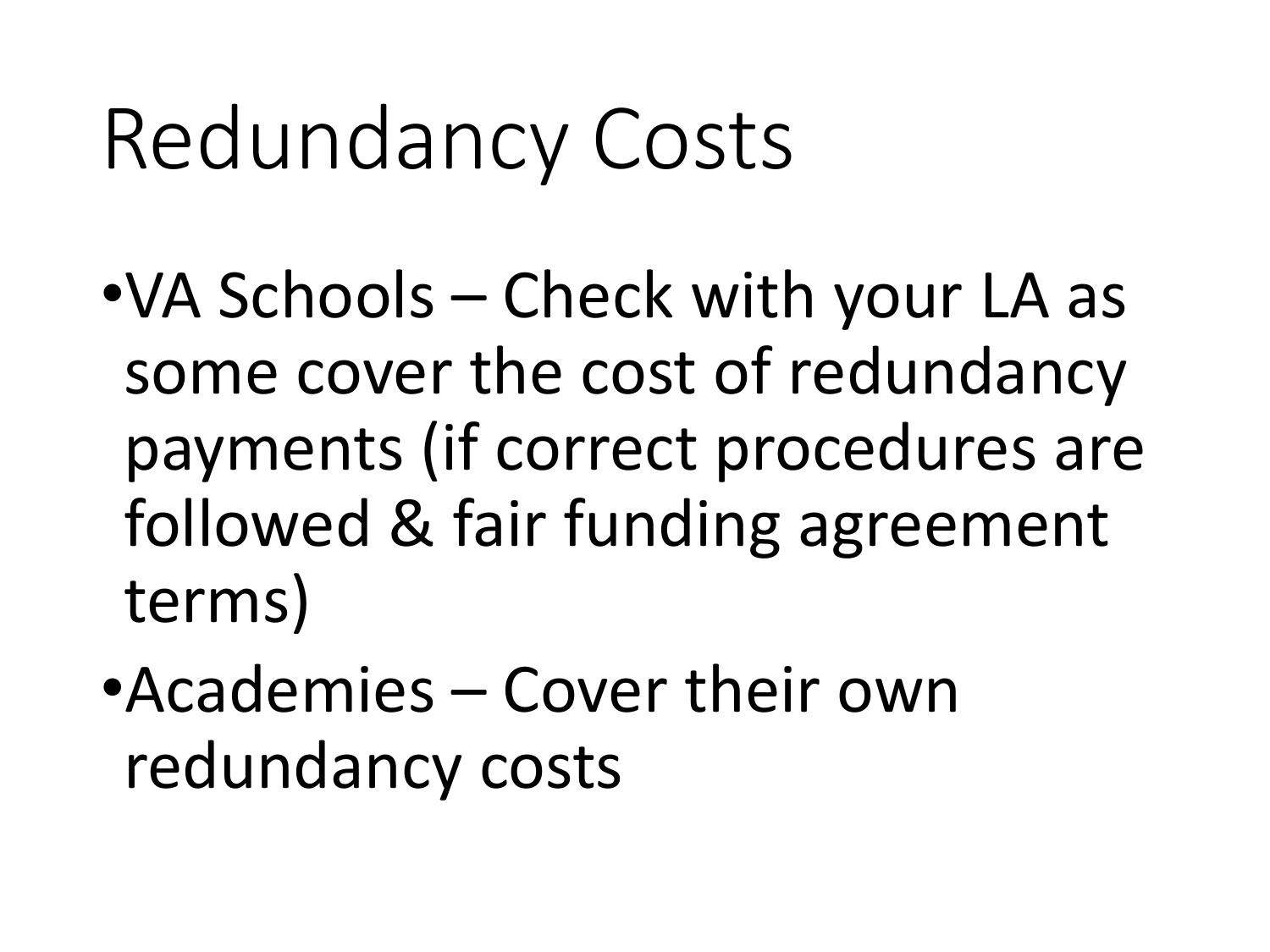# Redundancy Costs

- VA Schools – Check with your LA as some cover the cost of redundancy payments (if correct procedures are followed & fair funding agreement terms)
- Academies – Cover their own redundancy costs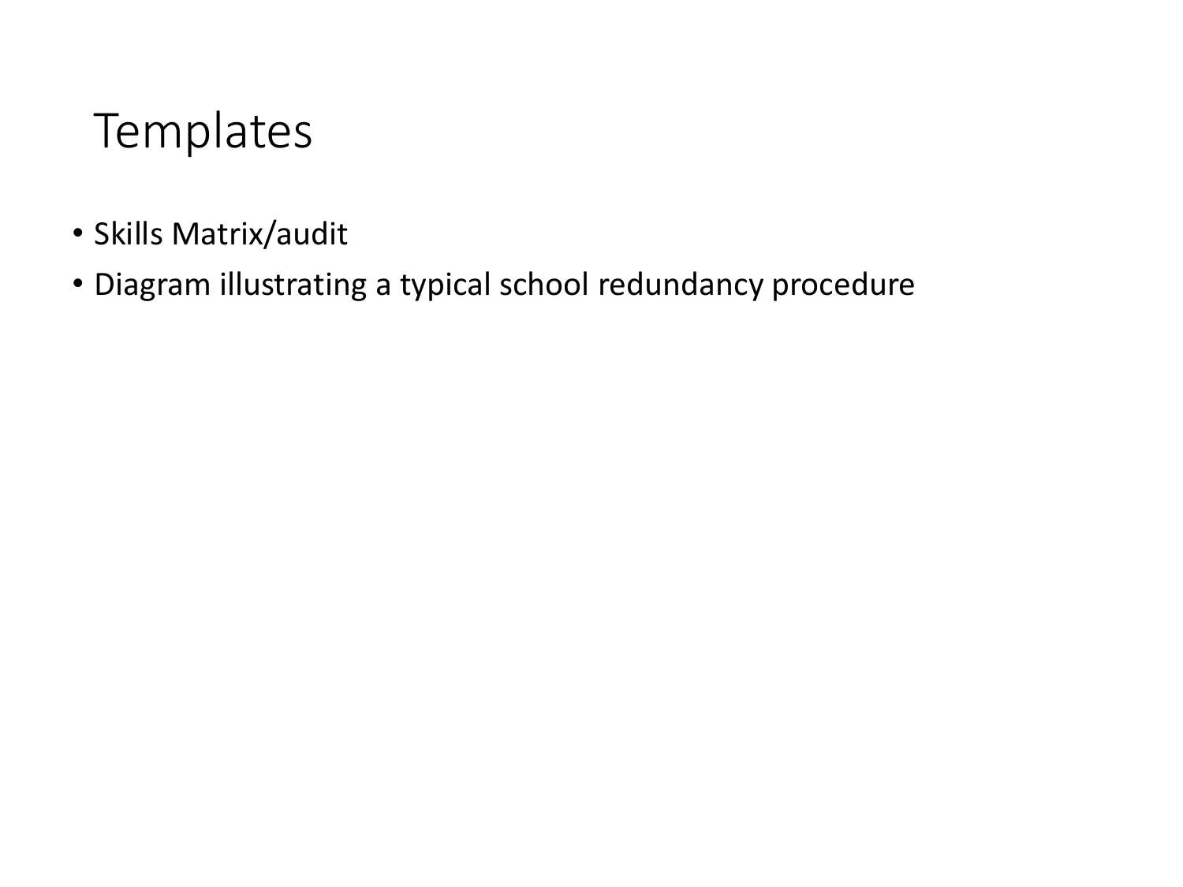# Templates

- Skills Matrix/audit
- Diagram illustrating a typical school redundancy procedure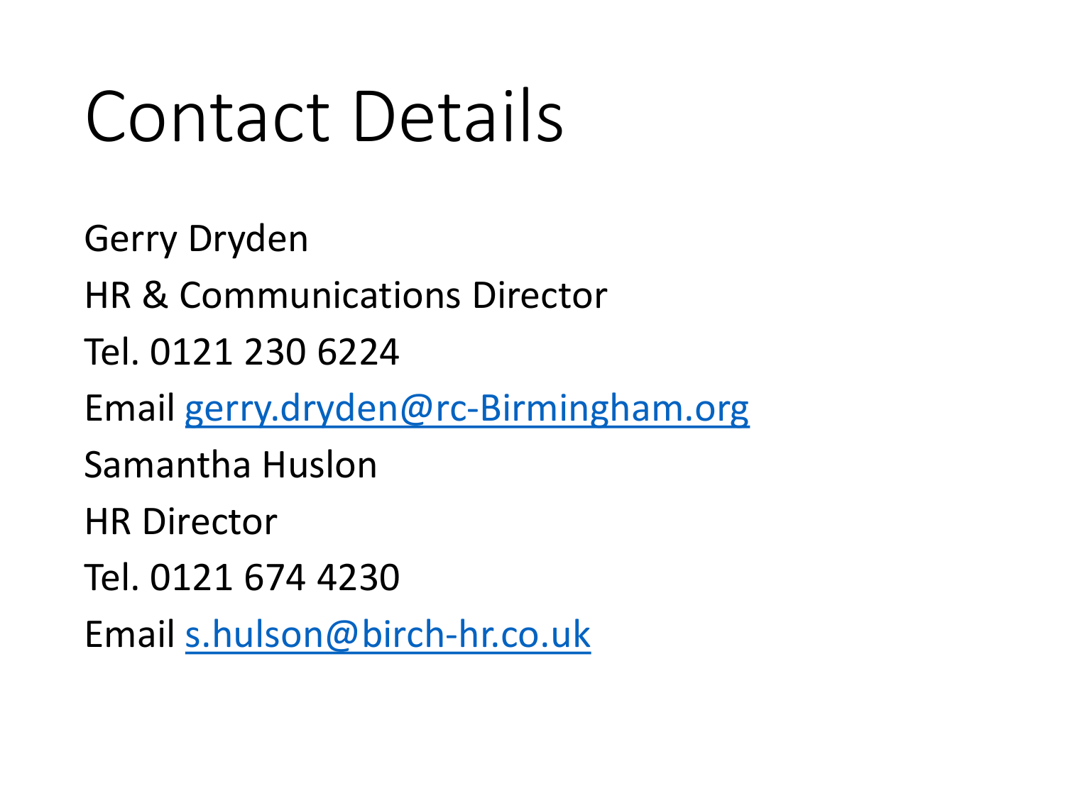# Contact Details

Gerry Dryden

HR & Communications Director

Tel. 0121 230 6224

Email gerry.dryden@rc-Birmingham.org

Samantha Huslon

HR Director

Tel. 0121 674 4230

Email s.hulson@birch-hr.co.uk